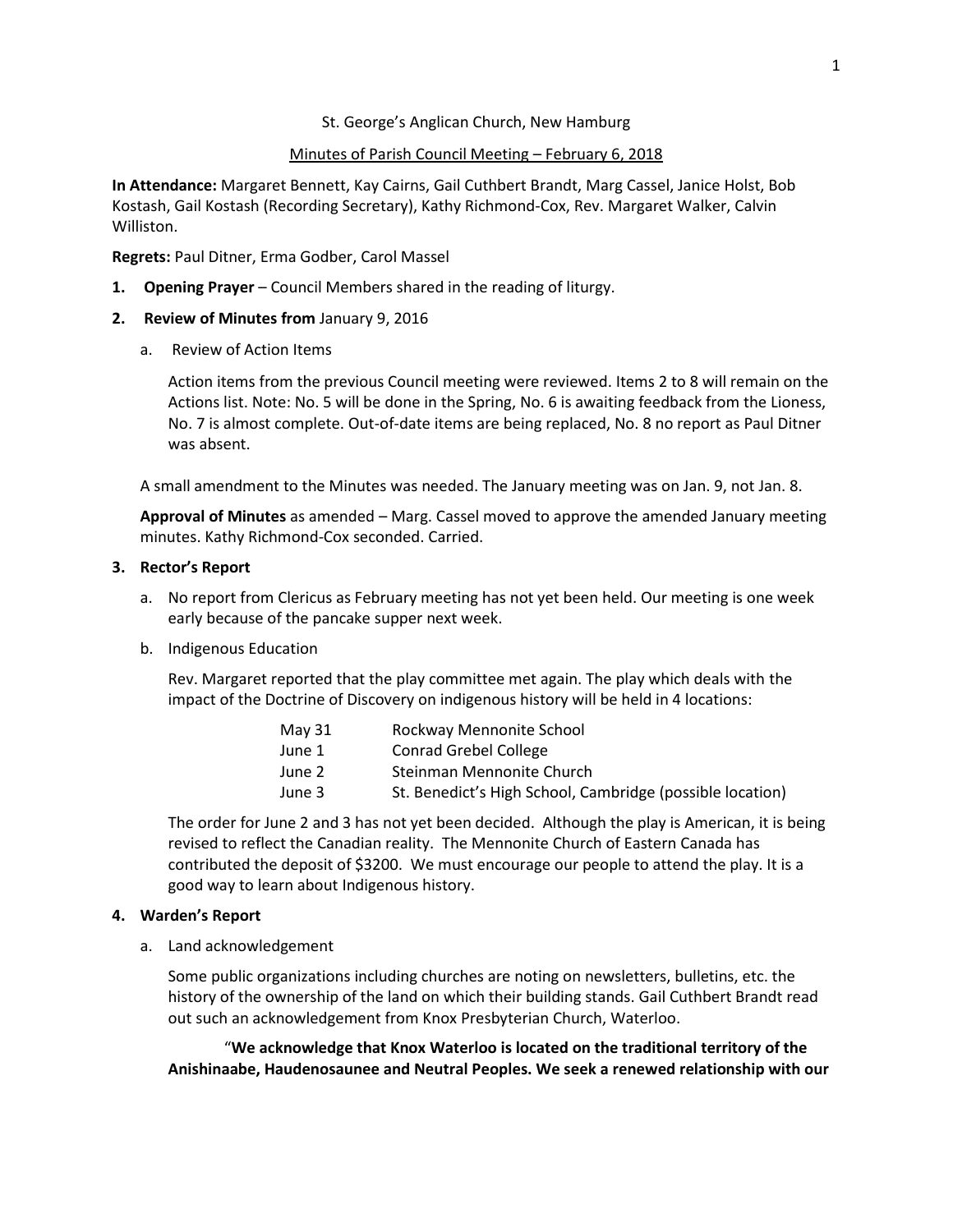St. George's Anglican Church, New Hamburg

Minutes of Parish Council Meeting – February 6, 2018

**In Attendance:** Margaret Bennett, Kay Cairns, Gail Cuthbert Brandt, Marg Cassel, Janice Holst, Bob Kostash, Gail Kostash (Recording Secretary), Kathy Richmond-Cox, Rev. Margaret Walker, Calvin Williston.

**Regrets:** Paul Ditner, Erma Godber, Carol Massel

1. **Opening Prayer** – Council Members shared in the reading of liturgy.

2. **Review of Minutes from** January 9, 2016

   a. Review of Action Items

      Action items from the previous Council meeting were reviewed. Items 2 to 8 will remain on the Actions list. Note: No. 5 will be done in the Spring, No. 6 is awaiting feedback from the Lioness, No. 7 is almost complete. Out-of-date items are being replaced, No. 8 no report as Paul Ditner was absent.

   A small amendment to the Minutes was needed. The January meeting was on Jan. 9, not Jan. 8.

   **Approval of Minutes** as amended – Marg. Cassel moved to approve the amended January meeting minutes. Kathy Richmond-Cox seconded. Carried.

3. **Rector's Report**

   a. No report from Clericus as February meeting has not yet been held. Our meeting is one week early because of the pancake supper next week.

   b. Indigenous Education

      Rev. Margaret reported that the play committee met again. The play which deals with the impact of the Doctrine of Discovery on indigenous history will be held in 4 locations:

      | | |
      |---|---|
      | May 31 | Rockway Mennonite School |
      | June 1 | Conrad Grebel College |
      | June 2 | Steinman Mennonite Church |
      | June 3 | St. Benedict's High School, Cambridge (possible location) |

   The order for June 2 and 3 has not yet been decided. Although the play is American, it is being revised to reflect the Canadian reality. The Mennonite Church of Eastern Canada has contributed the deposit of $3200. We must encourage our people to attend the play. It is a good way to learn about Indigenous history.

4. **Warden's Report**

   a. Land acknowledgement

      Some public organizations including churches are noting on newsletters, bulletins, etc. the history of the ownership of the land on which their building stands. Gail Cuthbert Brandt read out such an acknowledgement from Knox Presbyterian Church, Waterloo.

      "**We acknowledge that Knox Waterloo is located on the traditional territory of the Anishinaabe, Haudenosaunee and Neutral Peoples. We seek a renewed relationship with our**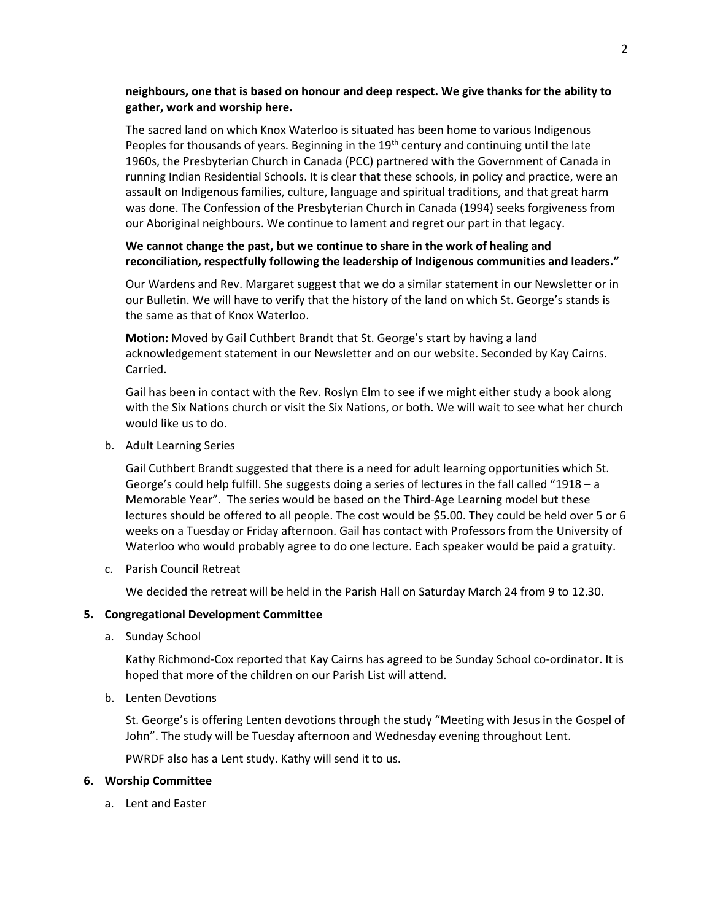**neighbours, one that is based on honour and deep respect. We give thanks for the ability to gather, work and worship here.**

The sacred land on which Knox Waterloo is situated has been home to various Indigenous Peoples for thousands of years. Beginning in the 19th century and continuing until the late 1960s, the Presbyterian Church in Canada (PCC) partnered with the Government of Canada in running Indian Residential Schools. It is clear that these schools, in policy and practice, were an assault on Indigenous families, culture, language and spiritual traditions, and that great harm was done. The Confession of the Presbyterian Church in Canada (1994) seeks forgiveness from our Aboriginal neighbours. We continue to lament and regret our part in that legacy.

**We cannot change the past, but we continue to share in the work of healing and reconciliation, respectfully following the leadership of Indigenous communities and leaders."**

Our Wardens and Rev. Margaret suggest that we do a similar statement in our Newsletter or in our Bulletin. We will have to verify that the history of the land on which St. George's stands is the same as that of Knox Waterloo.

**Motion:** Moved by Gail Cuthbert Brandt that St. George's start by having a land acknowledgement statement in our Newsletter and on our website. Seconded by Kay Cairns. Carried.

Gail has been in contact with the Rev. Roslyn Elm to see if we might either study a book along with the Six Nations church or visit the Six Nations, or both. We will wait to see what her church would like us to do.

b. Adult Learning Series

Gail Cuthbert Brandt suggested that there is a need for adult learning opportunities which St. George's could help fulfill. She suggests doing a series of lectures in the fall called "1918 – a Memorable Year". The series would be based on the Third-Age Learning model but these lectures should be offered to all people. The cost would be $5.00. They could be held over 5 or 6 weeks on a Tuesday or Friday afternoon. Gail has contact with Professors from the University of Waterloo who would probably agree to do one lecture. Each speaker would be paid a gratuity.

c. Parish Council Retreat

We decided the retreat will be held in the Parish Hall on Saturday March 24 from 9 to 12.30.

**5. Congregational Development Committee**

a. Sunday School

Kathy Richmond-Cox reported that Kay Cairns has agreed to be Sunday School co-ordinator. It is hoped that more of the children on our Parish List will attend.

b. Lenten Devotions

St. George's is offering Lenten devotions through the study "Meeting with Jesus in the Gospel of John". The study will be Tuesday afternoon and Wednesday evening throughout Lent.

PWRDF also has a Lent study. Kathy will send it to us.

**6. Worship Committee**

a. Lent and Easter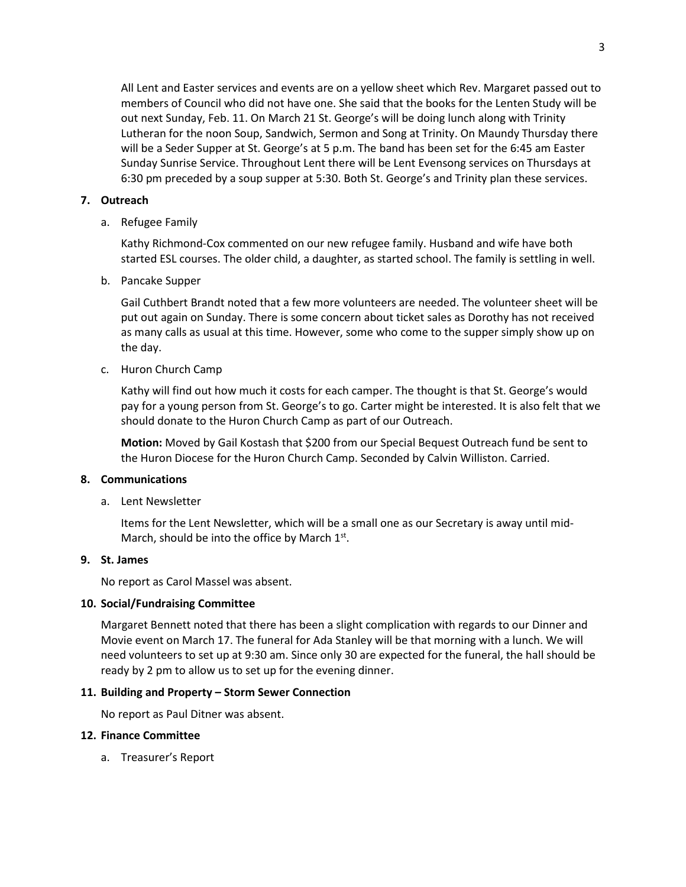All Lent and Easter services and events are on a yellow sheet which Rev. Margaret passed out to members of Council who did not have one. She said that the books for the Lenten Study will be out next Sunday, Feb. 11. On March 21 St. George's will be doing lunch along with Trinity Lutheran for the noon Soup, Sandwich, Sermon and Song at Trinity. On Maundy Thursday there will be a Seder Supper at St. George's at 5 p.m. The band has been set for the 6:45 am Easter Sunday Sunrise Service. Throughout Lent there will be Lent Evensong services on Thursdays at 6:30 pm preceded by a soup supper at 5:30. Both St. George's and Trinity plan these services.

**7. Outreach**

a. Refugee Family

Kathy Richmond-Cox commented on our new refugee family. Husband and wife have both started ESL courses. The older child, a daughter, as started school. The family is settling in well.

b. Pancake Supper

Gail Cuthbert Brandt noted that a few more volunteers are needed. The volunteer sheet will be put out again on Sunday. There is some concern about ticket sales as Dorothy has not received as many calls as usual at this time. However, some who come to the supper simply show up on the day.

c. Huron Church Camp

Kathy will find out how much it costs for each camper. The thought is that St. George's would pay for a young person from St. George's to go. Carter might be interested. It is also felt that we should donate to the Huron Church Camp as part of our Outreach.

**Motion:** Moved by Gail Kostash that $200 from our Special Bequest Outreach fund be sent to the Huron Diocese for the Huron Church Camp. Seconded by Calvin Williston. Carried.

**8. Communications**

a. Lent Newsletter

Items for the Lent Newsletter, which will be a small one as our Secretary is away until mid-March, should be into the office by March 1st.

**9. St. James**

No report as Carol Massel was absent.

**10. Social/Fundraising Committee**

Margaret Bennett noted that there has been a slight complication with regards to our Dinner and Movie event on March 17. The funeral for Ada Stanley will be that morning with a lunch. We will need volunteers to set up at 9:30 am. Since only 30 are expected for the funeral, the hall should be ready by 2 pm to allow us to set up for the evening dinner.

**11. Building and Property – Storm Sewer Connection**

No report as Paul Ditner was absent.

**12. Finance Committee**

a. Treasurer's Report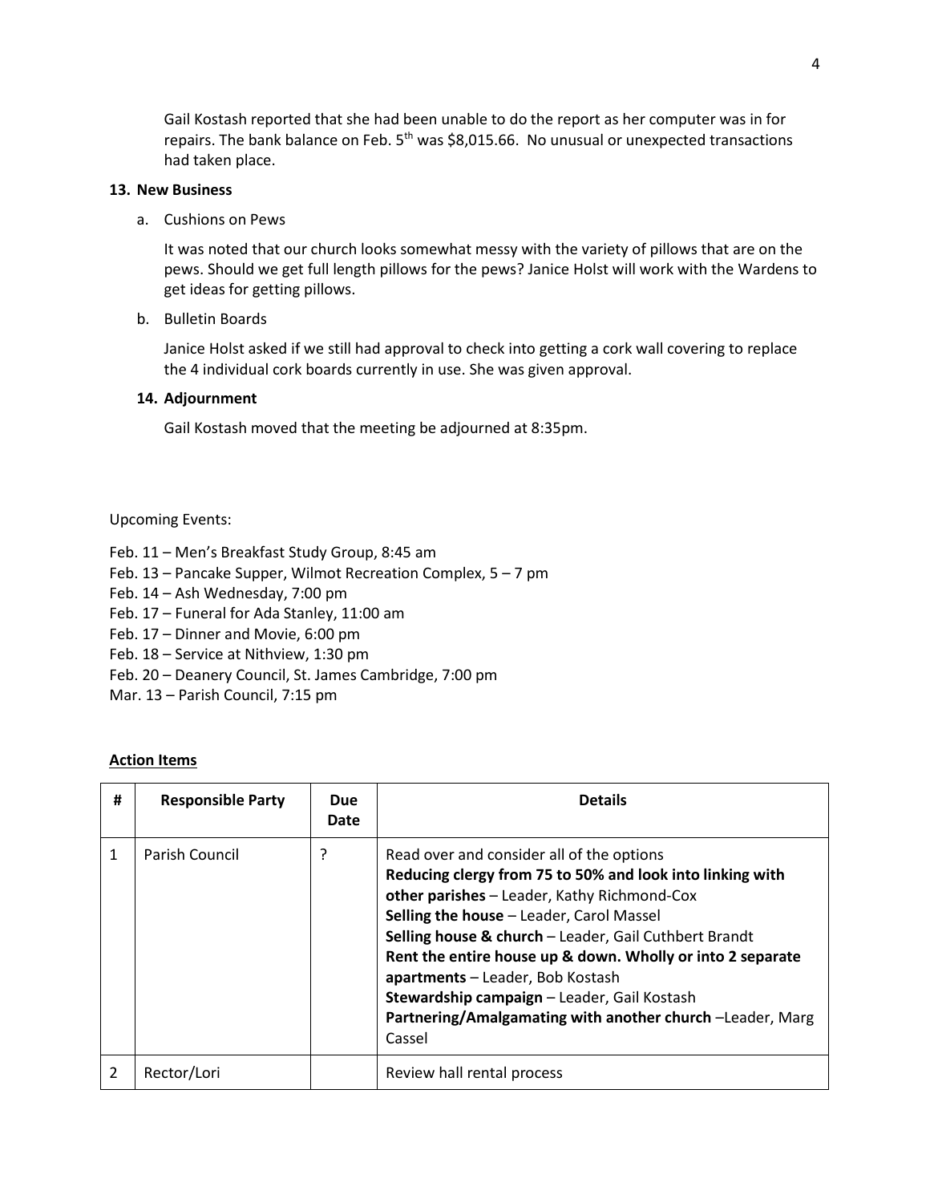Gail Kostash reported that she had been unable to do the report as her computer was in for repairs. The bank balance on Feb. 5th was $8,015.66. No unusual or unexpected transactions had taken place.

**13. New Business**

a. Cushions on Pews

It was noted that our church looks somewhat messy with the variety of pillows that are on the pews. Should we get full length pillows for the pews? Janice Holst will work with the Wardens to get ideas for getting pillows.

b. Bulletin Boards

Janice Holst asked if we still had approval to check into getting a cork wall covering to replace the 4 individual cork boards currently in use. She was given approval.

**14. Adjournment**

Gail Kostash moved that the meeting be adjourned at 8:35pm.

Upcoming Events:

Feb. 11 – Men's Breakfast Study Group, 8:45 am
Feb. 13 – Pancake Supper, Wilmot Recreation Complex, 5 – 7 pm
Feb. 14 – Ash Wednesday, 7:00 pm
Feb. 17 – Funeral for Ada Stanley, 11:00 am
Feb. 17 – Dinner and Movie, 6:00 pm
Feb. 18 – Service at Nithview, 1:30 pm
Feb. 20 – Deanery Council, St. James Cambridge, 7:00 pm
Mar. 13 – Parish Council, 7:15 pm

**Action Items**

| # | Responsible Party | Due Date | Details |
|---|---|---|---|
| 1 | Parish Council | ? | Read over and consider all of the options<br>**Reducing clergy from 75 to 50% and look into linking with other parishes** – Leader, Kathy Richmond-Cox<br>**Selling the house** – Leader, Carol Massel<br>**Selling house & church** – Leader, Gail Cuthbert Brandt<br>**Rent the entire house up & down. Wholly or into 2 separate apartments** – Leader, Bob Kostash<br>**Stewardship campaign** – Leader, Gail Kostash<br>**Partnering/Amalgamating with another church** –Leader, Marg Cassel |
| 2 | Rector/Lori | | Review hall rental process |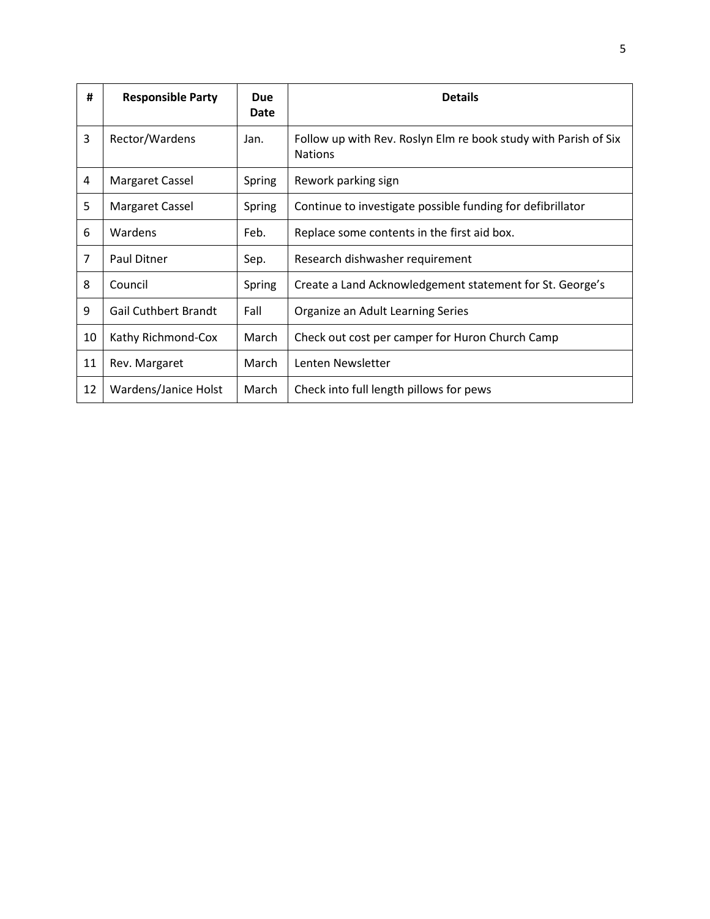| # | Responsible Party | Due Date | Details |
| --- | --- | --- | --- |
| 3 | Rector/Wardens | Jan. | Follow up with Rev. Roslyn Elm re book study with Parish of Six Nations |
| 4 | Margaret Cassel | Spring | Rework parking sign |
| 5 | Margaret Cassel | Spring | Continue to investigate possible funding for defibrillator |
| 6 | Wardens | Feb. | Replace some contents in the first aid box. |
| 7 | Paul Ditner | Sep. | Research dishwasher requirement |
| 8 | Council | Spring | Create a Land Acknowledgement statement for St. George's |
| 9 | Gail Cuthbert Brandt | Fall | Organize an Adult Learning Series |
| 10 | Kathy Richmond-Cox | March | Check out cost per camper for Huron Church Camp |
| 11 | Rev. Margaret | March | Lenten Newsletter |
| 12 | Wardens/Janice Holst | March | Check into full length pillows for pews |